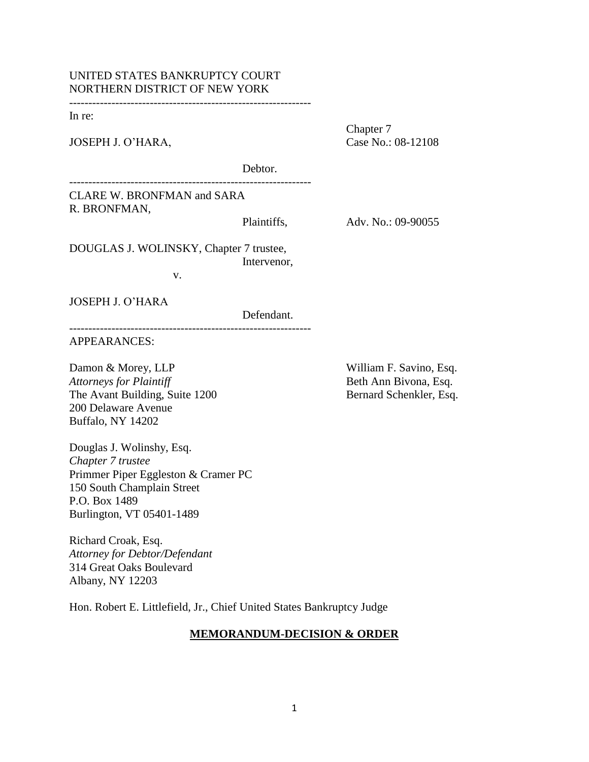UNITED STATES BANKRUPTCY COURT
NORTHERN DISTRICT OF NEW YORK

---

In re:

JOSEPH J. O'HARA, Chapter 7 Case No.: 08-12108

Debtor.

---

CLARE W. BRONFMAN and SARA R. BRONFMAN,

Plaintiffs, Adv. No.: 09-90055

DOUGLAS J. WOLINSKY, Chapter 7 trustee,

Intervenor,

v.

JOSEPH J. O'HARA

Defendant.

---

APPEARANCES:

Damon & Morey, LLP
*Attorneys for Plaintiff*
The Avant Building, Suite 1200
200 Delaware Avenue
Buffalo, NY 14202

William F. Savino, Esq.
Beth Ann Bivona, Esq.
Bernard Schenkler, Esq.

Douglas J. Wolinshy, Esq.
*Chapter 7 trustee*
Primmer Piper Eggleston & Cramer PC
150 South Champlain Street
P.O. Box 1489
Burlington, VT 05401-1489

Richard Croak, Esq.
*Attorney for Debtor/Defendant*
314 Great Oaks Boulevard
Albany, NY 12203

Hon. Robert E. Littlefield, Jr., Chief United States Bankruptcy Judge

**MEMORANDUM-DECISION & ORDER**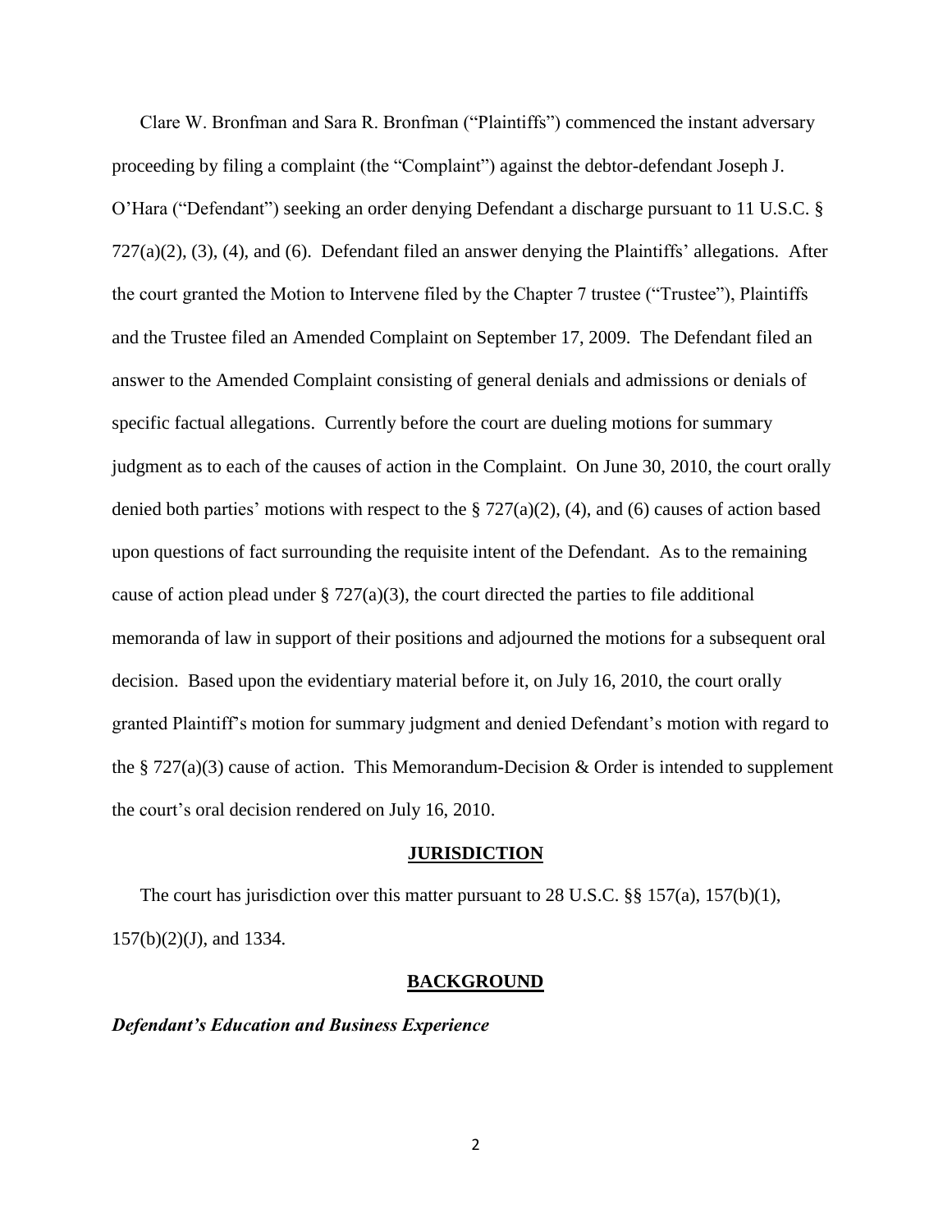Clare W. Bronfman and Sara R. Bronfman ("Plaintiffs") commenced the instant adversary proceeding by filing a complaint (the "Complaint") against the debtor-defendant Joseph J. O'Hara ("Defendant") seeking an order denying Defendant a discharge pursuant to 11 U.S.C. § 727(a)(2), (3), (4), and (6). Defendant filed an answer denying the Plaintiffs' allegations. After the court granted the Motion to Intervene filed by the Chapter 7 trustee ("Trustee"), Plaintiffs and the Trustee filed an Amended Complaint on September 17, 2009. The Defendant filed an answer to the Amended Complaint consisting of general denials and admissions or denials of specific factual allegations. Currently before the court are dueling motions for summary judgment as to each of the causes of action in the Complaint. On June 30, 2010, the court orally denied both parties' motions with respect to the § 727(a)(2), (4), and (6) causes of action based upon questions of fact surrounding the requisite intent of the Defendant. As to the remaining cause of action plead under § 727(a)(3), the court directed the parties to file additional memoranda of law in support of their positions and adjourned the motions for a subsequent oral decision. Based upon the evidentiary material before it, on July 16, 2010, the court orally granted Plaintiff's motion for summary judgment and denied Defendant's motion with regard to the § 727(a)(3) cause of action. This Memorandum-Decision & Order is intended to supplement the court's oral decision rendered on July 16, 2010.

## JURISDICTION

The court has jurisdiction over this matter pursuant to 28 U.S.C. §§ 157(a), 157(b)(1), 157(b)(2)(J), and 1334.

## BACKGROUND

***Defendant's Education and Business Experience***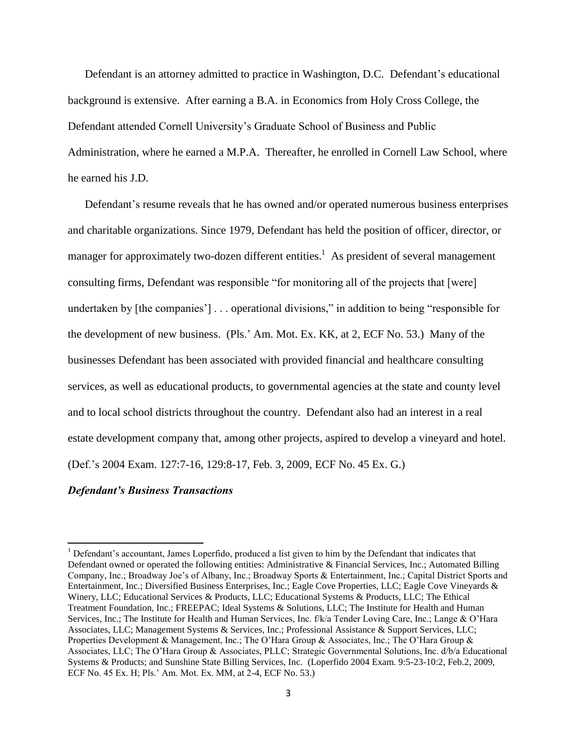Defendant is an attorney admitted to practice in Washington, D.C. Defendant's educational background is extensive. After earning a B.A. in Economics from Holy Cross College, the Defendant attended Cornell University's Graduate School of Business and Public Administration, where he earned a M.P.A. Thereafter, he enrolled in Cornell Law School, where he earned his J.D.

Defendant's resume reveals that he has owned and/or operated numerous business enterprises and charitable organizations. Since 1979, Defendant has held the position of officer, director, or manager for approximately two-dozen different entities.[1] As president of several management consulting firms, Defendant was responsible "for monitoring all of the projects that [were] undertaken by [the companies'] . . . operational divisions," in addition to being "responsible for the development of new business. (Pls.' Am. Mot. Ex. KK, at 2, ECF No. 53.) Many of the businesses Defendant has been associated with provided financial and healthcare consulting services, as well as educational products, to governmental agencies at the state and county level and to local school districts throughout the country. Defendant also had an interest in a real estate development company that, among other projects, aspired to develop a vineyard and hotel. (Def.'s 2004 Exam. 127:7-16, 129:8-17, Feb. 3, 2009, ECF No. 45 Ex. G.)

### *Defendant's Business Transactions*

[1] Defendant's accountant, James Loperfido, produced a list given to him by the Defendant that indicates that Defendant owned or operated the following entities: Administrative & Financial Services, Inc.; Automated Billing Company, Inc.; Broadway Joe's of Albany, Inc.; Broadway Sports & Entertainment, Inc.; Capital District Sports and Entertainment, Inc.; Diversified Business Enterprises, Inc.; Eagle Cove Properties, LLC; Eagle Cove Vineyards & Winery, LLC; Educational Services & Products, LLC; Educational Systems & Products, LLC; The Ethical Treatment Foundation, Inc.; FREEPAC; Ideal Systems & Solutions, LLC; The Institute for Health and Human Services, Inc.; The Institute for Health and Human Services, Inc. f/k/a Tender Loving Care, Inc.; Lange & O'Hara Associates, LLC; Management Systems & Services, Inc.; Professional Assistance & Support Services, LLC; Properties Development & Management, Inc.; The O'Hara Group & Associates, Inc.; The O'Hara Group & Associates, LLC; The O'Hara Group & Associates, PLLC; Strategic Governmental Solutions, Inc. d/b/a Educational Systems & Products; and Sunshine State Billing Services, Inc. (Loperfido 2004 Exam. 9:5-23-10:2, Feb.2, 2009, ECF No. 45 Ex. H; Pls.' Am. Mot. Ex. MM, at 2-4, ECF No. 53.)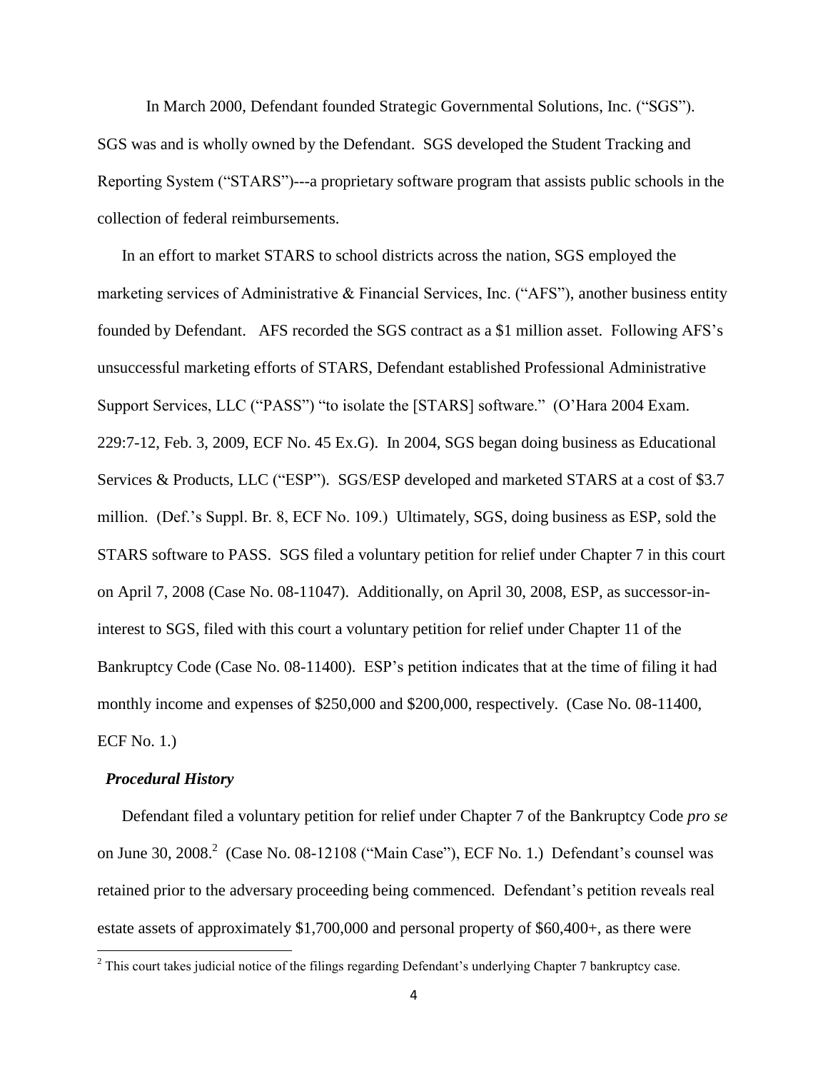In March 2000, Defendant founded Strategic Governmental Solutions, Inc. ("SGS"). SGS was and is wholly owned by the Defendant. SGS developed the Student Tracking and Reporting System ("STARS")---a proprietary software program that assists public schools in the collection of federal reimbursements.

In an effort to market STARS to school districts across the nation, SGS employed the marketing services of Administrative & Financial Services, Inc. ("AFS"), another business entity founded by Defendant. AFS recorded the SGS contract as a $1 million asset. Following AFS's unsuccessful marketing efforts of STARS, Defendant established Professional Administrative Support Services, LLC ("PASS") "to isolate the [STARS] software." (O'Hara 2004 Exam. 229:7-12, Feb. 3, 2009, ECF No. 45 Ex.G). In 2004, SGS began doing business as Educational Services & Products, LLC ("ESP"). SGS/ESP developed and marketed STARS at a cost of $3.7 million. (Def.'s Suppl. Br. 8, ECF No. 109.) Ultimately, SGS, doing business as ESP, sold the STARS software to PASS. SGS filed a voluntary petition for relief under Chapter 7 in this court on April 7, 2008 (Case No. 08-11047). Additionally, on April 30, 2008, ESP, as successor-in-interest to SGS, filed with this court a voluntary petition for relief under Chapter 11 of the Bankruptcy Code (Case No. 08-11400). ESP's petition indicates that at the time of filing it had monthly income and expenses of $250,000 and $200,000, respectively. (Case No. 08-11400, ECF No. 1.)

***Procedural History***

Defendant filed a voluntary petition for relief under Chapter 7 of the Bankruptcy Code *pro se* on June 30, 2008.[2] (Case No. 08-12108 ("Main Case"), ECF No. 1.) Defendant's counsel was retained prior to the adversary proceeding being commenced. Defendant's petition reveals real estate assets of approximately $1,700,000 and personal property of $60,400+, as there were

[2] This court takes judicial notice of the filings regarding Defendant's underlying Chapter 7 bankruptcy case.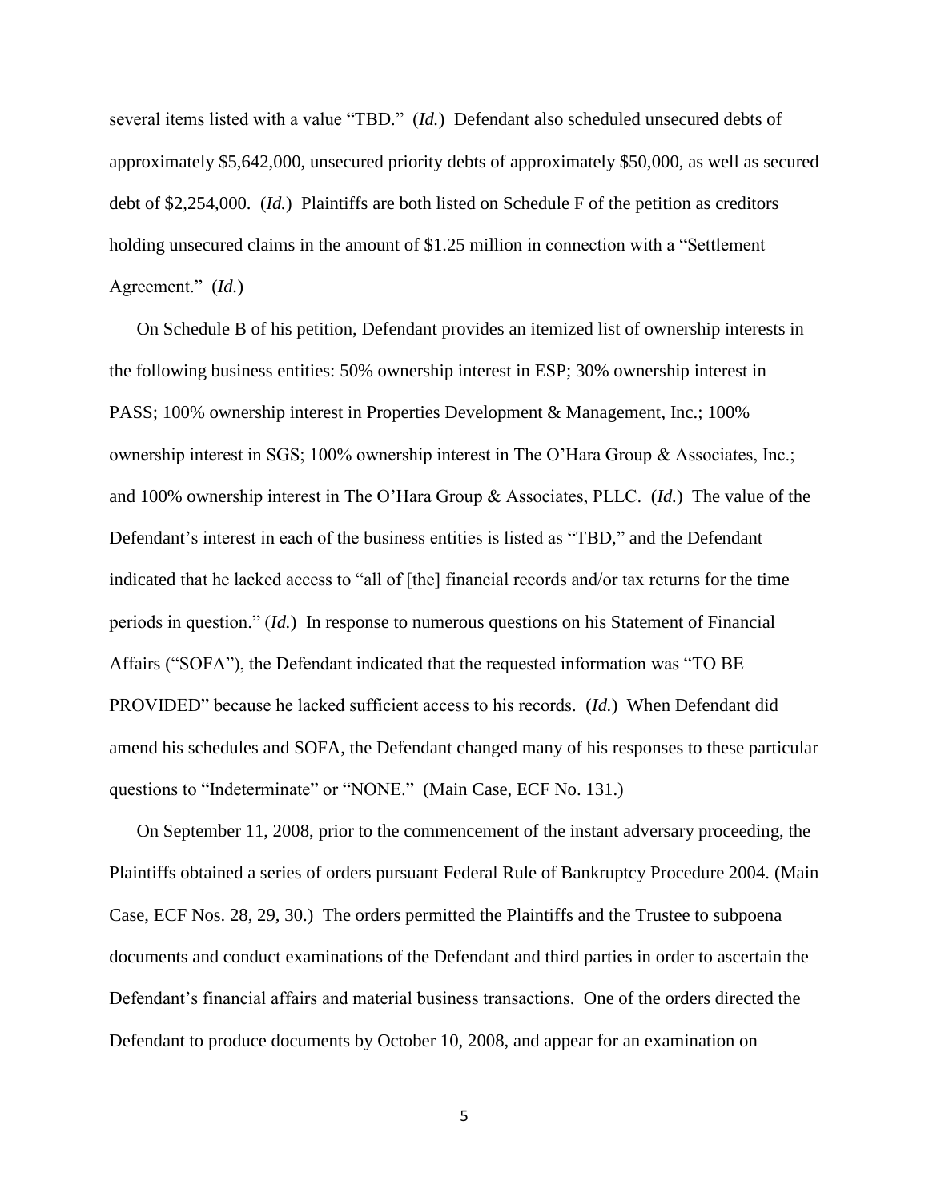several items listed with a value "TBD." (*Id.*) Defendant also scheduled unsecured debts of approximately $5,642,000, unsecured priority debts of approximately $50,000, as well as secured debt of $2,254,000. (*Id.*) Plaintiffs are both listed on Schedule F of the petition as creditors holding unsecured claims in the amount of $1.25 million in connection with a "Settlement Agreement." (*Id.*)

On Schedule B of his petition, Defendant provides an itemized list of ownership interests in the following business entities: 50% ownership interest in ESP; 30% ownership interest in PASS; 100% ownership interest in Properties Development & Management, Inc.; 100% ownership interest in SGS; 100% ownership interest in The O'Hara Group & Associates, Inc.; and 100% ownership interest in The O'Hara Group & Associates, PLLC. (*Id.*) The value of the Defendant's interest in each of the business entities is listed as "TBD," and the Defendant indicated that he lacked access to "all of [the] financial records and/or tax returns for the time periods in question." (*Id.*) In response to numerous questions on his Statement of Financial Affairs ("SOFA"), the Defendant indicated that the requested information was "TO BE PROVIDED" because he lacked sufficient access to his records. (*Id.*) When Defendant did amend his schedules and SOFA, the Defendant changed many of his responses to these particular questions to "Indeterminate" or "NONE." (Main Case, ECF No. 131.)

On September 11, 2008, prior to the commencement of the instant adversary proceeding, the Plaintiffs obtained a series of orders pursuant Federal Rule of Bankruptcy Procedure 2004. (Main Case, ECF Nos. 28, 29, 30.) The orders permitted the Plaintiffs and the Trustee to subpoena documents and conduct examinations of the Defendant and third parties in order to ascertain the Defendant's financial affairs and material business transactions. One of the orders directed the Defendant to produce documents by October 10, 2008, and appear for an examination on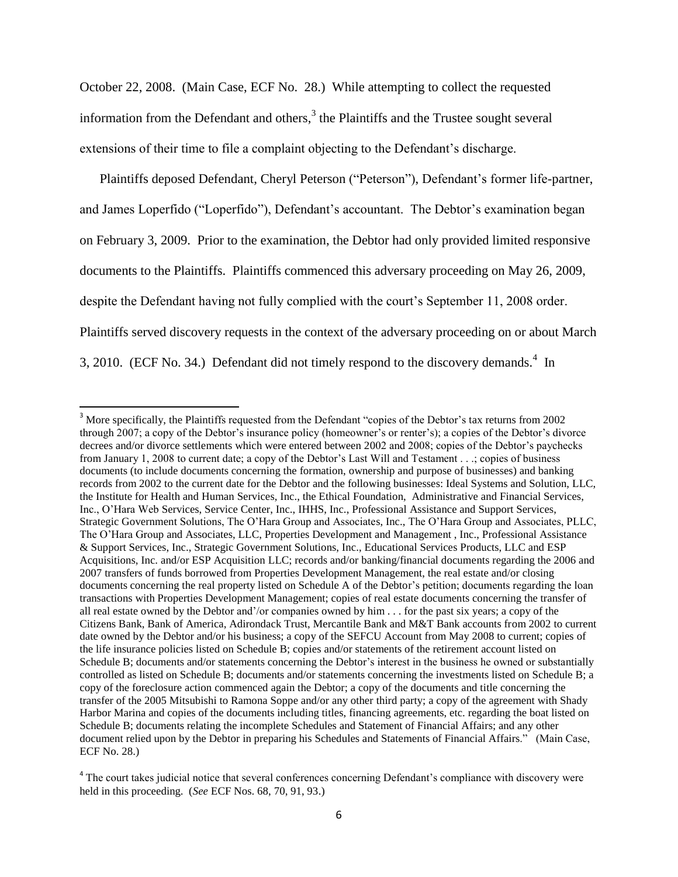October 22, 2008. (Main Case, ECF No. 28.) While attempting to collect the requested information from the Defendant and others,[3] the Plaintiffs and the Trustee sought several extensions of their time to file a complaint objecting to the Defendant's discharge.

Plaintiffs deposed Defendant, Cheryl Peterson ("Peterson"), Defendant's former life-partner, and James Loperfido ("Loperfido"), Defendant's accountant. The Debtor's examination began on February 3, 2009. Prior to the examination, the Debtor had only provided limited responsive documents to the Plaintiffs. Plaintiffs commenced this adversary proceeding on May 26, 2009, despite the Defendant having not fully complied with the court's September 11, 2008 order. Plaintiffs served discovery requests in the context of the adversary proceeding on or about March 3, 2010. (ECF No. 34.) Defendant did not timely respond to the discovery demands.[4] In

---

[3] More specifically, the Plaintiffs requested from the Defendant "copies of the Debtor's tax returns from 2002 through 2007; a copy of the Debtor's insurance policy (homeowner's or renter's); a copies of the Debtor's divorce decrees and/or divorce settlements which were entered between 2002 and 2008; copies of the Debtor's paychecks from January 1, 2008 to current date; a copy of the Debtor's Last Will and Testament . . .; copies of business documents (to include documents concerning the formation, ownership and purpose of businesses) and banking records from 2002 to the current date for the Debtor and the following businesses: Ideal Systems and Solution, LLC, the Institute for Health and Human Services, Inc., the Ethical Foundation, Administrative and Financial Services, Inc., O'Hara Web Services, Service Center, Inc., IHHS, Inc., Professional Assistance and Support Services, Strategic Government Solutions, The O'Hara Group and Associates, Inc., The O'Hara Group and Associates, PLLC, The O'Hara Group and Associates, LLC, Properties Development and Management , Inc., Professional Assistance & Support Services, Inc., Strategic Government Solutions, Inc., Educational Services Products, LLC and ESP Acquisitions, Inc. and/or ESP Acquisition LLC; records and/or banking/financial documents regarding the 2006 and 2007 transfers of funds borrowed from Properties Development Management, the real estate and/or closing documents concerning the real property listed on Schedule A of the Debtor's petition; documents regarding the loan transactions with Properties Development Management; copies of real estate documents concerning the transfer of all real estate owned by the Debtor and'/or companies owned by him . . . for the past six years; a copy of the Citizens Bank, Bank of America, Adirondack Trust, Mercantile Bank and M&T Bank accounts from 2002 to current date owned by the Debtor and/or his business; a copy of the SEFCU Account from May 2008 to current; copies of the life insurance policies listed on Schedule B; copies and/or statements of the retirement account listed on Schedule B; documents and/or statements concerning the Debtor's interest in the business he owned or substantially controlled as listed on Schedule B; documents and/or statements concerning the investments listed on Schedule B; a copy of the foreclosure action commenced again the Debtor; a copy of the documents and title concerning the transfer of the 2005 Mitsubishi to Ramona Soppe and/or any other third party; a copy of the agreement with Shady Harbor Marina and copies of the documents including titles, financing agreements, etc. regarding the boat listed on Schedule B; documents relating the incomplete Schedules and Statement of Financial Affairs; and any other document relied upon by the Debtor in preparing his Schedules and Statements of Financial Affairs." (Main Case, ECF No. 28.)

[4] The court takes judicial notice that several conferences concerning Defendant's compliance with discovery were held in this proceeding. (*See* ECF Nos. 68, 70, 91, 93.)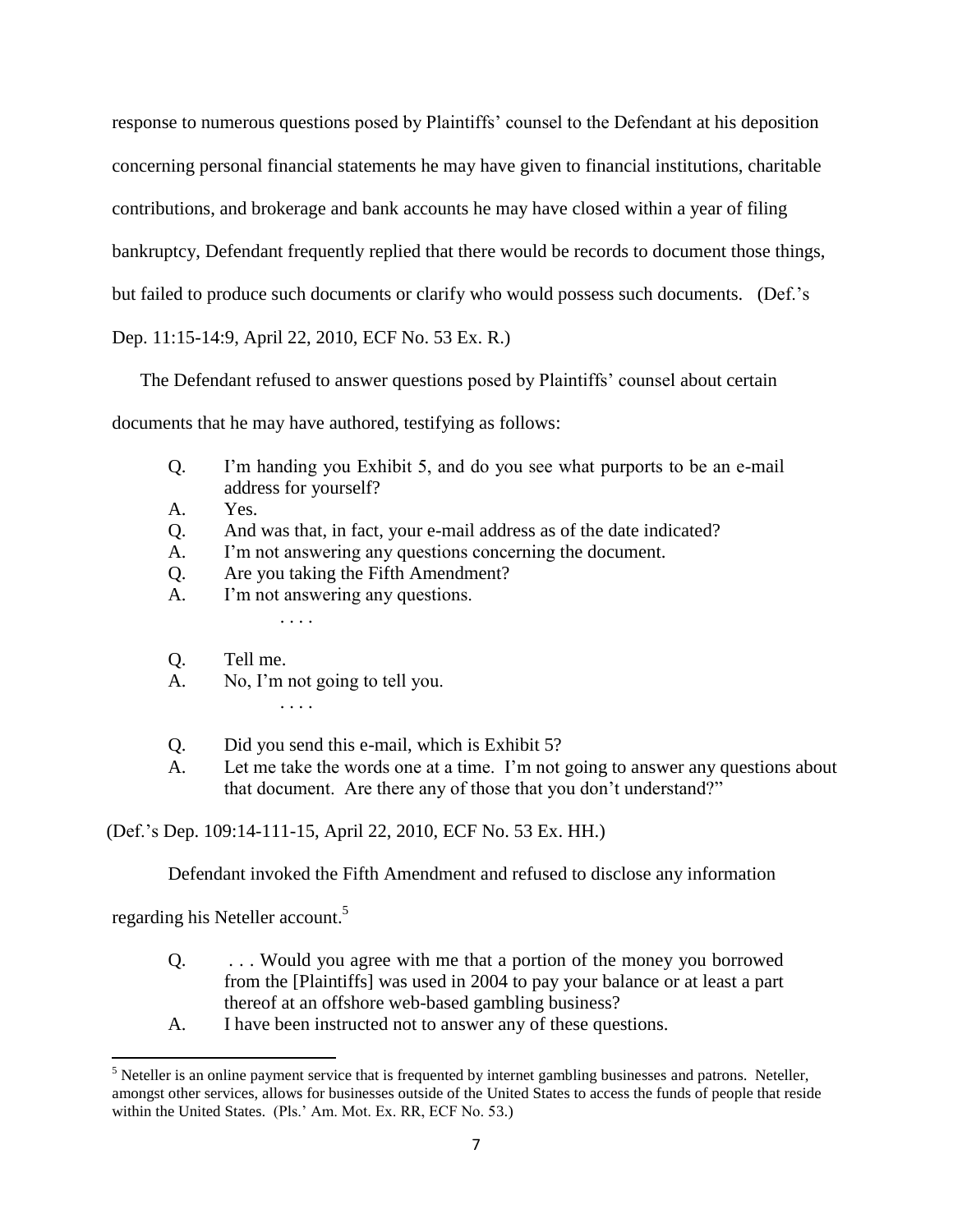response to numerous questions posed by Plaintiffs' counsel to the Defendant at his deposition concerning personal financial statements he may have given to financial institutions, charitable contributions, and brokerage and bank accounts he may have closed within a year of filing bankruptcy, Defendant frequently replied that there would be records to document those things, but failed to produce such documents or clarify who would possess such documents. (Def.'s Dep. 11:15-14:9, April 22, 2010, ECF No. 53 Ex. R.)

The Defendant refused to answer questions posed by Plaintiffs' counsel about certain documents that he may have authored, testifying as follows:

> Q. I'm handing you Exhibit 5, and do you see what purports to be an e-mail address for yourself?
> A. Yes.
> Q. And was that, in fact, your e-mail address as of the date indicated?
> A. I'm not answering any questions concerning the document.
> Q. Are you taking the Fifth Amendment?
> A. I'm not answering any questions.
>
> . . . .
>
> Q. Tell me.
> A. No, I'm not going to tell you.
>
> . . . .
>
> Q. Did you send this e-mail, which is Exhibit 5?
> A. Let me take the words one at a time. I'm not going to answer any questions about that document. Are there any of those that you don't understand?"

(Def.'s Dep. 109:14-111-15, April 22, 2010, ECF No. 53 Ex. HH.)

Defendant invoked the Fifth Amendment and refused to disclose any information regarding his Neteller account.[5]

> Q. . . . Would you agree with me that a portion of the money you borrowed from the [Plaintiffs] was used in 2004 to pay your balance or at least a part thereof at an offshore web-based gambling business?
> A. I have been instructed not to answer any of these questions.

[5] Neteller is an online payment service that is frequented by internet gambling businesses and patrons. Neteller, amongst other services, allows for businesses outside of the United States to access the funds of people that reside within the United States. (Pls.' Am. Mot. Ex. RR, ECF No. 53.)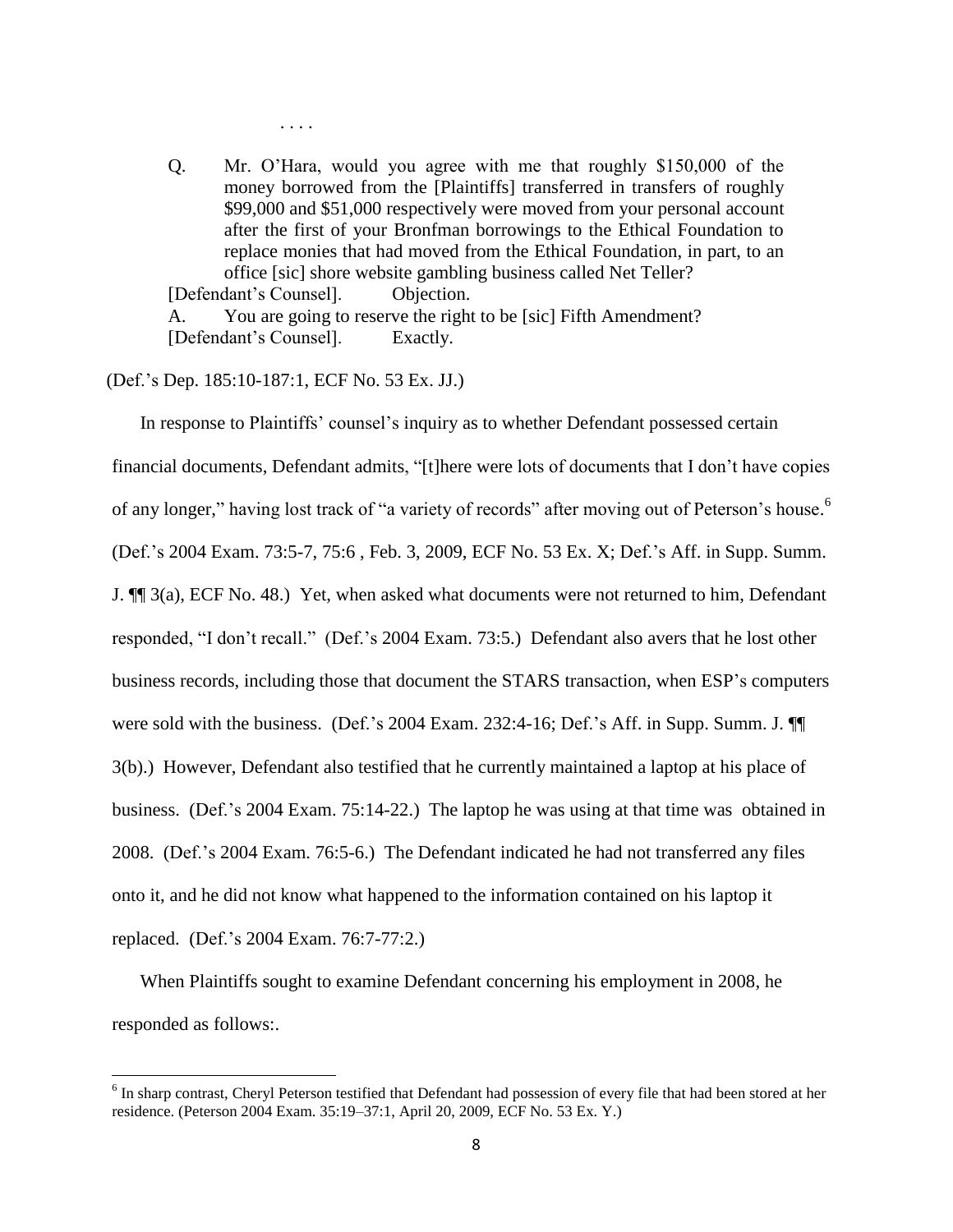. . . .

> Q. Mr. O'Hara, would you agree with me that roughly $150,000 of the money borrowed from the [Plaintiffs] transferred in transfers of roughly $99,000 and $51,000 respectively were moved from your personal account after the first of your Bronfman borrowings to the Ethical Foundation to replace monies that had moved from the Ethical Foundation, in part, to an office [sic] shore website gambling business called Net Teller?
>
> [Defendant's Counsel]. Objection.
>
> A. You are going to reserve the right to be [sic] Fifth Amendment?
>
> [Defendant's Counsel]. Exactly.

(Def.'s Dep. 185:10-187:1, ECF No. 53 Ex. JJ.)

In response to Plaintiffs' counsel's inquiry as to whether Defendant possessed certain financial documents, Defendant admits, "[t]here were lots of documents that I don't have copies of any longer," having lost track of "a variety of records" after moving out of Peterson's house.[6] (Def.'s 2004 Exam. 73:5-7, 75:6 , Feb. 3, 2009, ECF No. 53 Ex. X; Def.'s Aff. in Supp. Summ. J. ¶¶ 3(a), ECF No. 48.) Yet, when asked what documents were not returned to him, Defendant responded, "I don't recall." (Def.'s 2004 Exam. 73:5.) Defendant also avers that he lost other business records, including those that document the STARS transaction, when ESP's computers were sold with the business. (Def.'s 2004 Exam. 232:4-16; Def.'s Aff. in Supp. Summ. J. ¶¶ 3(b).) However, Defendant also testified that he currently maintained a laptop at his place of business. (Def.'s 2004 Exam. 75:14-22.) The laptop he was using at that time was obtained in 2008. (Def.'s 2004 Exam. 76:5-6.) The Defendant indicated he had not transferred any files onto it, and he did not know what happened to the information contained on his laptop it replaced. (Def.'s 2004 Exam. 76:7-77:2.)

When Plaintiffs sought to examine Defendant concerning his employment in 2008, he responded as follows:.

---

[6] In sharp contrast, Cheryl Peterson testified that Defendant had possession of every file that had been stored at her residence. (Peterson 2004 Exam. 35:19–37:1, April 20, 2009, ECF No. 53 Ex. Y.)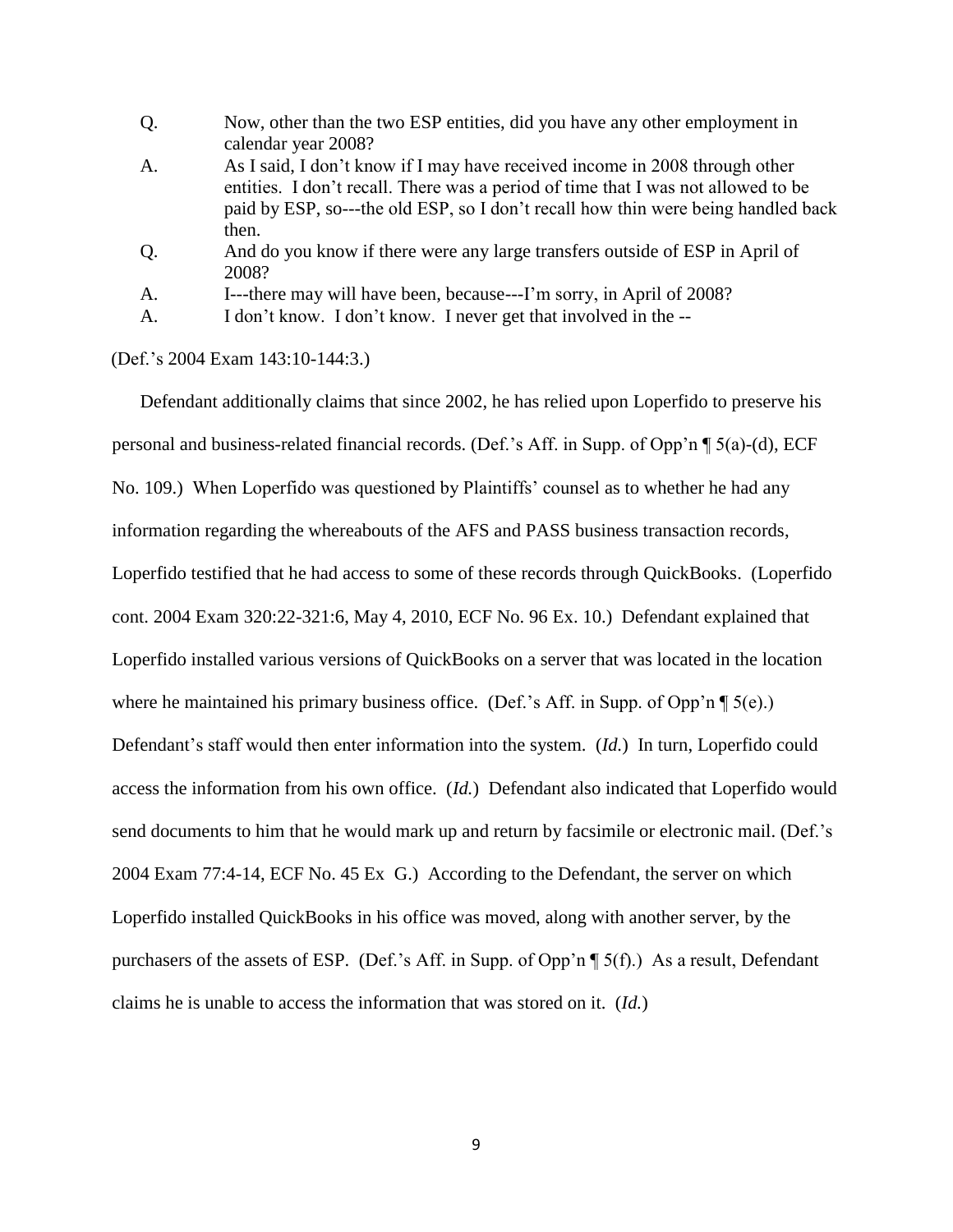Q. Now, other than the two ESP entities, did you have any other employment in calendar year 2008?

A. As I said, I don't know if I may have received income in 2008 through other entities. I don't recall. There was a period of time that I was not allowed to be paid by ESP, so---the old ESP, so I don't recall how thin were being handled back then.

Q. And do you know if there were any large transfers outside of ESP in April of 2008?

A. I---there may will have been, because---I'm sorry, in April of 2008?

A. I don't know. I don't know. I never get that involved in the --

(Def.'s 2004 Exam 143:10-144:3.)

Defendant additionally claims that since 2002, he has relied upon Loperfido to preserve his personal and business-related financial records. (Def.'s Aff. in Supp. of Opp'n ¶ 5(a)-(d), ECF No. 109.) When Loperfido was questioned by Plaintiffs' counsel as to whether he had any information regarding the whereabouts of the AFS and PASS business transaction records, Loperfido testified that he had access to some of these records through QuickBooks. (Loperfido cont. 2004 Exam 320:22-321:6, May 4, 2010, ECF No. 96 Ex. 10.) Defendant explained that Loperfido installed various versions of QuickBooks on a server that was located in the location where he maintained his primary business office. (Def.'s Aff. in Supp. of Opp'n ¶ 5(e).) Defendant's staff would then enter information into the system. (*Id.*) In turn, Loperfido could access the information from his own office. (*Id.*) Defendant also indicated that Loperfido would send documents to him that he would mark up and return by facsimile or electronic mail. (Def.'s 2004 Exam 77:4-14, ECF No. 45 Ex G.) According to the Defendant, the server on which Loperfido installed QuickBooks in his office was moved, along with another server, by the purchasers of the assets of ESP. (Def.'s Aff. in Supp. of Opp'n ¶ 5(f).) As a result, Defendant claims he is unable to access the information that was stored on it. (*Id.*)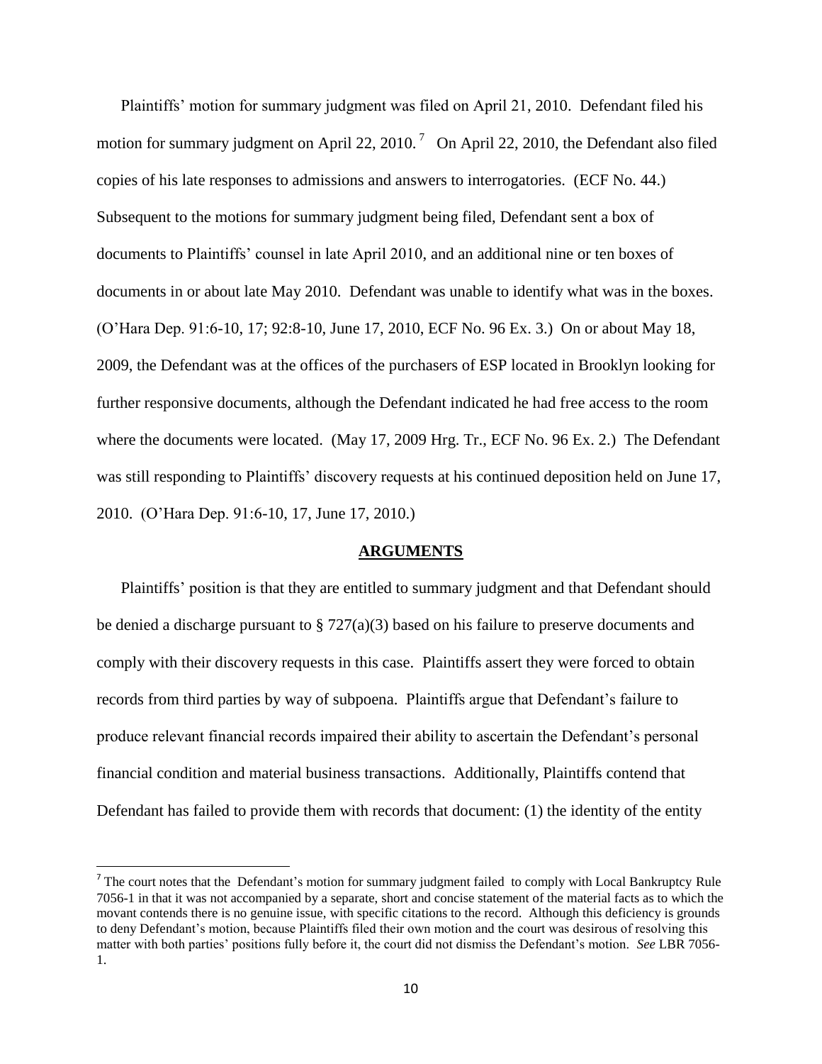Plaintiffs' motion for summary judgment was filed on April 21, 2010. Defendant filed his motion for summary judgment on April 22, 2010.[7] On April 22, 2010, the Defendant also filed copies of his late responses to admissions and answers to interrogatories. (ECF No. 44.) Subsequent to the motions for summary judgment being filed, Defendant sent a box of documents to Plaintiffs' counsel in late April 2010, and an additional nine or ten boxes of documents in or about late May 2010. Defendant was unable to identify what was in the boxes. (O'Hara Dep. 91:6-10, 17; 92:8-10, June 17, 2010, ECF No. 96 Ex. 3.) On or about May 18, 2009, the Defendant was at the offices of the purchasers of ESP located in Brooklyn looking for further responsive documents, although the Defendant indicated he had free access to the room where the documents were located. (May 17, 2009 Hrg. Tr., ECF No. 96 Ex. 2.) The Defendant was still responding to Plaintiffs' discovery requests at his continued deposition held on June 17, 2010. (O'Hara Dep. 91:6-10, 17, June 17, 2010.)

## ARGUMENTS

Plaintiffs' position is that they are entitled to summary judgment and that Defendant should be denied a discharge pursuant to § 727(a)(3) based on his failure to preserve documents and comply with their discovery requests in this case. Plaintiffs assert they were forced to obtain records from third parties by way of subpoena. Plaintiffs argue that Defendant's failure to produce relevant financial records impaired their ability to ascertain the Defendant's personal financial condition and material business transactions. Additionally, Plaintiffs contend that Defendant has failed to provide them with records that document: (1) the identity of the entity

---

[7] The court notes that the Defendant's motion for summary judgment failed to comply with Local Bankruptcy Rule 7056-1 in that it was not accompanied by a separate, short and concise statement of the material facts as to which the movant contends there is no genuine issue, with specific citations to the record. Although this deficiency is grounds to deny Defendant's motion, because Plaintiffs filed their own motion and the court was desirous of resolving this matter with both parties' positions fully before it, the court did not dismiss the Defendant's motion. *See* LBR 7056-1.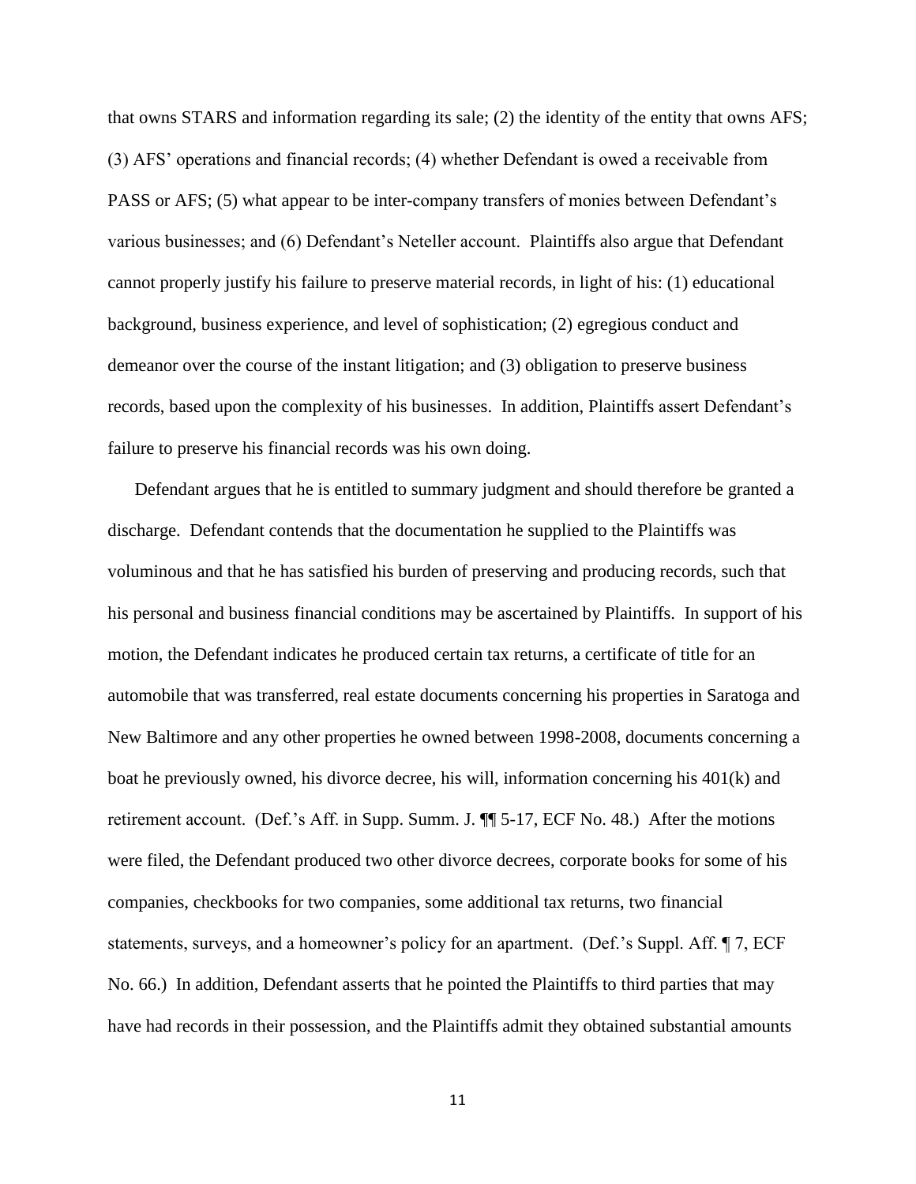that owns STARS and information regarding its sale; (2) the identity of the entity that owns AFS; (3) AFS' operations and financial records; (4) whether Defendant is owed a receivable from PASS or AFS; (5) what appear to be inter-company transfers of monies between Defendant's various businesses; and (6) Defendant's Neteller account. Plaintiffs also argue that Defendant cannot properly justify his failure to preserve material records, in light of his: (1) educational background, business experience, and level of sophistication; (2) egregious conduct and demeanor over the course of the instant litigation; and (3) obligation to preserve business records, based upon the complexity of his businesses. In addition, Plaintiffs assert Defendant's failure to preserve his financial records was his own doing.

Defendant argues that he is entitled to summary judgment and should therefore be granted a discharge. Defendant contends that the documentation he supplied to the Plaintiffs was voluminous and that he has satisfied his burden of preserving and producing records, such that his personal and business financial conditions may be ascertained by Plaintiffs. In support of his motion, the Defendant indicates he produced certain tax returns, a certificate of title for an automobile that was transferred, real estate documents concerning his properties in Saratoga and New Baltimore and any other properties he owned between 1998-2008, documents concerning a boat he previously owned, his divorce decree, his will, information concerning his 401(k) and retirement account. (Def.'s Aff. in Supp. Summ. J. ¶¶ 5-17, ECF No. 48.) After the motions were filed, the Defendant produced two other divorce decrees, corporate books for some of his companies, checkbooks for two companies, some additional tax returns, two financial statements, surveys, and a homeowner's policy for an apartment. (Def.'s Suppl. Aff. ¶ 7, ECF No. 66.) In addition, Defendant asserts that he pointed the Plaintiffs to third parties that may have had records in their possession, and the Plaintiffs admit they obtained substantial amounts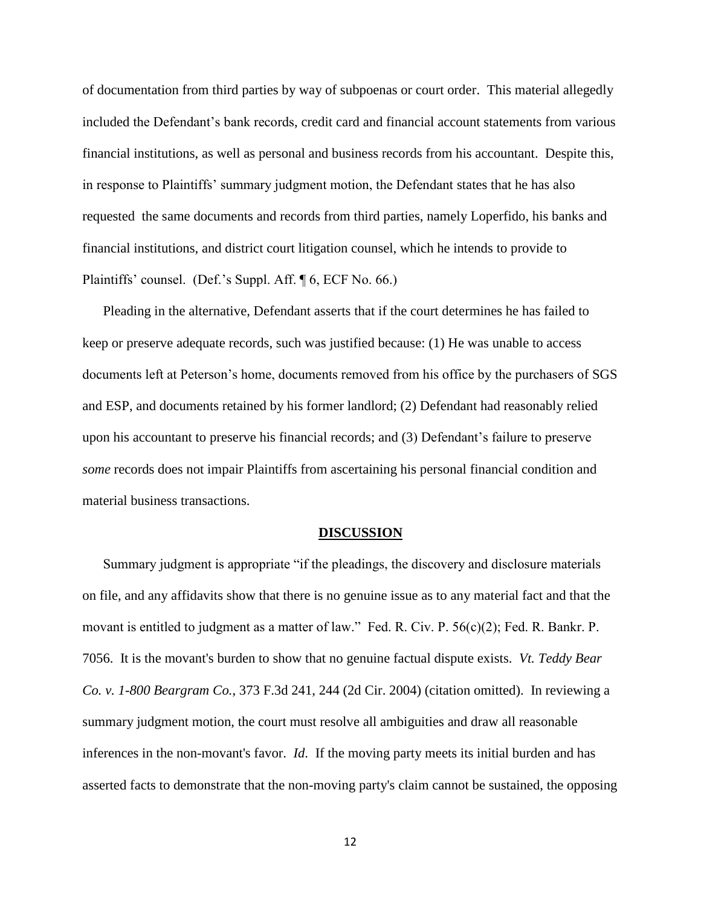of documentation from third parties by way of subpoenas or court order. This material allegedly included the Defendant's bank records, credit card and financial account statements from various financial institutions, as well as personal and business records from his accountant. Despite this, in response to Plaintiffs' summary judgment motion, the Defendant states that he has also requested the same documents and records from third parties, namely Loperfido, his banks and financial institutions, and district court litigation counsel, which he intends to provide to Plaintiffs' counsel. (Def.'s Suppl. Aff. ¶ 6, ECF No. 66.)

Pleading in the alternative, Defendant asserts that if the court determines he has failed to keep or preserve adequate records, such was justified because: (1) He was unable to access documents left at Peterson's home, documents removed from his office by the purchasers of SGS and ESP, and documents retained by his former landlord; (2) Defendant had reasonably relied upon his accountant to preserve his financial records; and (3) Defendant's failure to preserve *some* records does not impair Plaintiffs from ascertaining his personal financial condition and material business transactions.

## DISCUSSION

Summary judgment is appropriate "if the pleadings, the discovery and disclosure materials on file, and any affidavits show that there is no genuine issue as to any material fact and that the movant is entitled to judgment as a matter of law." Fed. R. Civ. P. 56(c)(2); Fed. R. Bankr. P. 7056. It is the movant's burden to show that no genuine factual dispute exists. *Vt. Teddy Bear Co. v. 1-800 Beargram Co.*, 373 F.3d 241, 244 (2d Cir. 2004) (citation omitted). In reviewing a summary judgment motion, the court must resolve all ambiguities and draw all reasonable inferences in the non-movant's favor. *Id*. If the moving party meets its initial burden and has asserted facts to demonstrate that the non-moving party's claim cannot be sustained, the opposing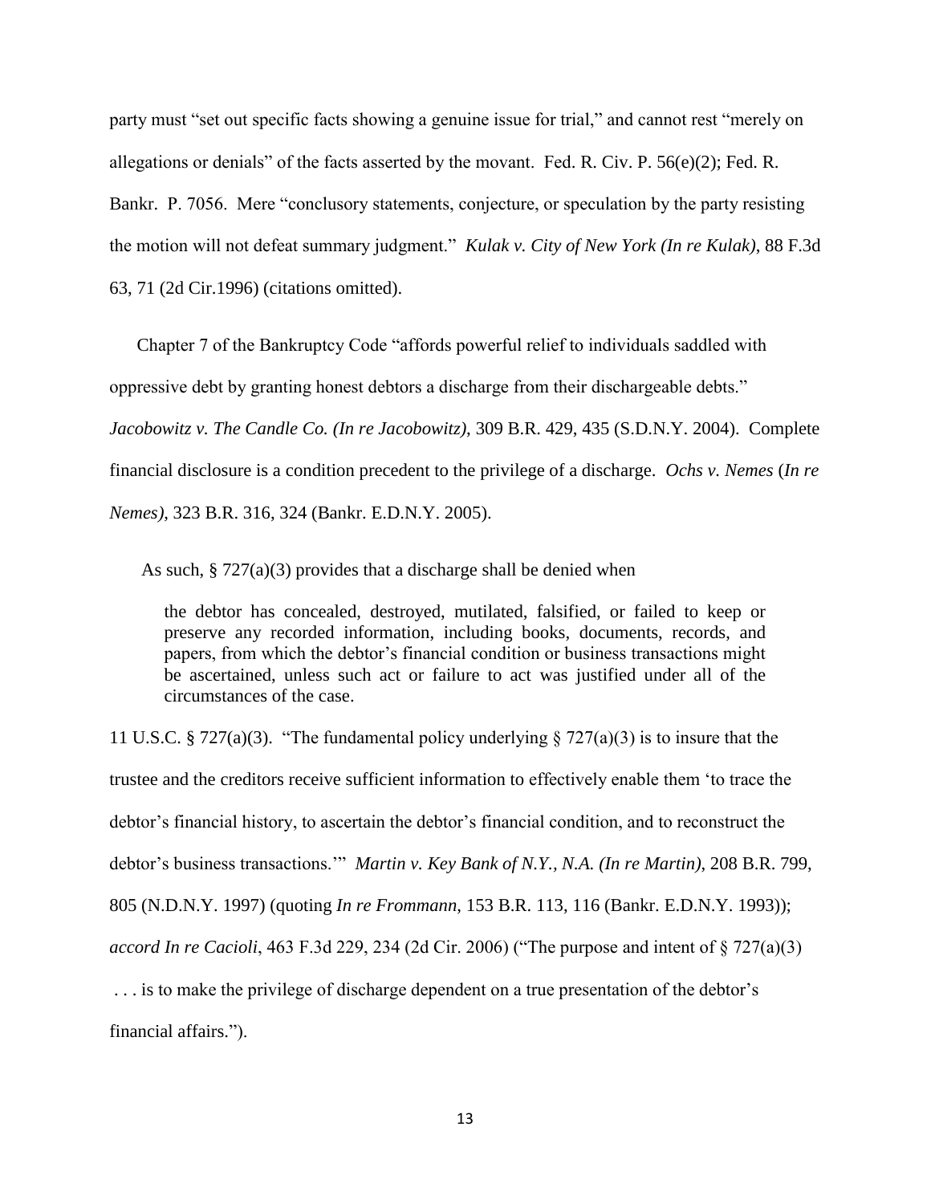party must "set out specific facts showing a genuine issue for trial," and cannot rest "merely on allegations or denials" of the facts asserted by the movant. Fed. R. Civ. P. 56(e)(2); Fed. R. Bankr. P. 7056. Mere "conclusory statements, conjecture, or speculation by the party resisting the motion will not defeat summary judgment." *Kulak v. City of New York (In re Kulak)*, 88 F.3d 63, 71 (2d Cir.1996) (citations omitted).

Chapter 7 of the Bankruptcy Code "affords powerful relief to individuals saddled with oppressive debt by granting honest debtors a discharge from their dischargeable debts." *Jacobowitz v. The Candle Co. (In re Jacobowitz)*, 309 B.R. 429, 435 (S.D.N.Y. 2004). Complete financial disclosure is a condition precedent to the privilege of a discharge. *Ochs v. Nemes* (*In re Nemes)*, 323 B.R. 316, 324 (Bankr. E.D.N.Y. 2005).

As such, § 727(a)(3) provides that a discharge shall be denied when

> the debtor has concealed, destroyed, mutilated, falsified, or failed to keep or preserve any recorded information, including books, documents, records, and papers, from which the debtor's financial condition or business transactions might be ascertained, unless such act or failure to act was justified under all of the circumstances of the case.

11 U.S.C. § 727(a)(3). "The fundamental policy underlying § 727(a)(3) is to insure that the trustee and the creditors receive sufficient information to effectively enable them 'to trace the debtor's financial history, to ascertain the debtor's financial condition, and to reconstruct the debtor's business transactions.'" *Martin v. Key Bank of N.Y., N.A. (In re Martin)*, 208 B.R. 799, 805 (N.D.N.Y. 1997) (quoting *In re Frommann*, 153 B.R. 113, 116 (Bankr. E.D.N.Y. 1993)); *accord In re Cacioli*, 463 F.3d 229, 234 (2d Cir. 2006) ("The purpose and intent of § 727(a)(3) . . . is to make the privilege of discharge dependent on a true presentation of the debtor's financial affairs.").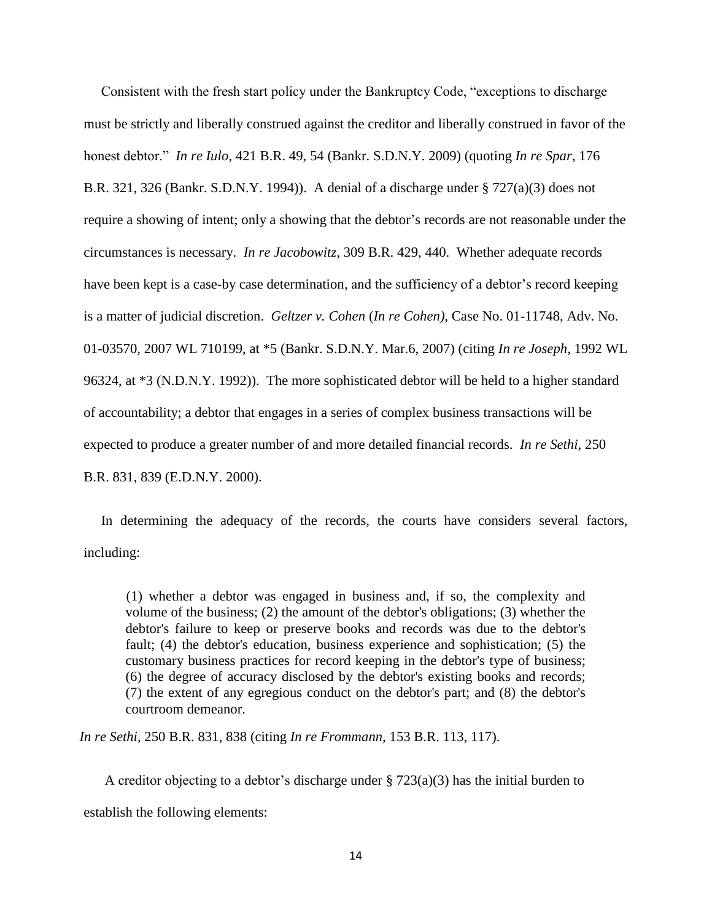Consistent with the fresh start policy under the Bankruptcy Code, "exceptions to discharge must be strictly and liberally construed against the creditor and liberally construed in favor of the honest debtor." *In re Iulo*, 421 B.R. 49, 54 (Bankr. S.D.N.Y. 2009) (quoting *In re Spar*, 176 B.R. 321, 326 (Bankr. S.D.N.Y. 1994)). A denial of a discharge under § 727(a)(3) does not require a showing of intent; only a showing that the debtor's records are not reasonable under the circumstances is necessary. *In re Jacobowitz*, 309 B.R. 429, 440. Whether adequate records have been kept is a case-by case determination, and the sufficiency of a debtor's record keeping is a matter of judicial discretion. *Geltzer v. Cohen* (*In re Cohen)*, Case No. 01-11748, Adv. No. 01-03570, 2007 WL 710199, at *5 (Bankr. S.D.N.Y. Mar.6, 2007) (citing *In re Joseph*, 1992 WL 96324, at *3 (N.D.N.Y. 1992)). The more sophisticated debtor will be held to a higher standard of accountability; a debtor that engages in a series of complex business transactions will be expected to produce a greater number of and more detailed financial records. *In re Sethi,* 250 B.R. 831, 839 (E.D.N.Y. 2000).

In determining the adequacy of the records, the courts have considers several factors, including:

> (1) whether a debtor was engaged in business and, if so, the complexity and volume of the business; (2) the amount of the debtor's obligations; (3) whether the debtor's failure to keep or preserve books and records was due to the debtor's fault; (4) the debtor's education, business experience and sophistication; (5) the customary business practices for record keeping in the debtor's type of business; (6) the degree of accuracy disclosed by the debtor's existing books and records; (7) the extent of any egregious conduct on the debtor's part; and (8) the debtor's courtroom demeanor.

*In re Sethi,* 250 B.R. 831, 838 (citing *In re Frommann,* 153 B.R. 113, 117).

A creditor objecting to a debtor's discharge under § 723(a)(3) has the initial burden to establish the following elements: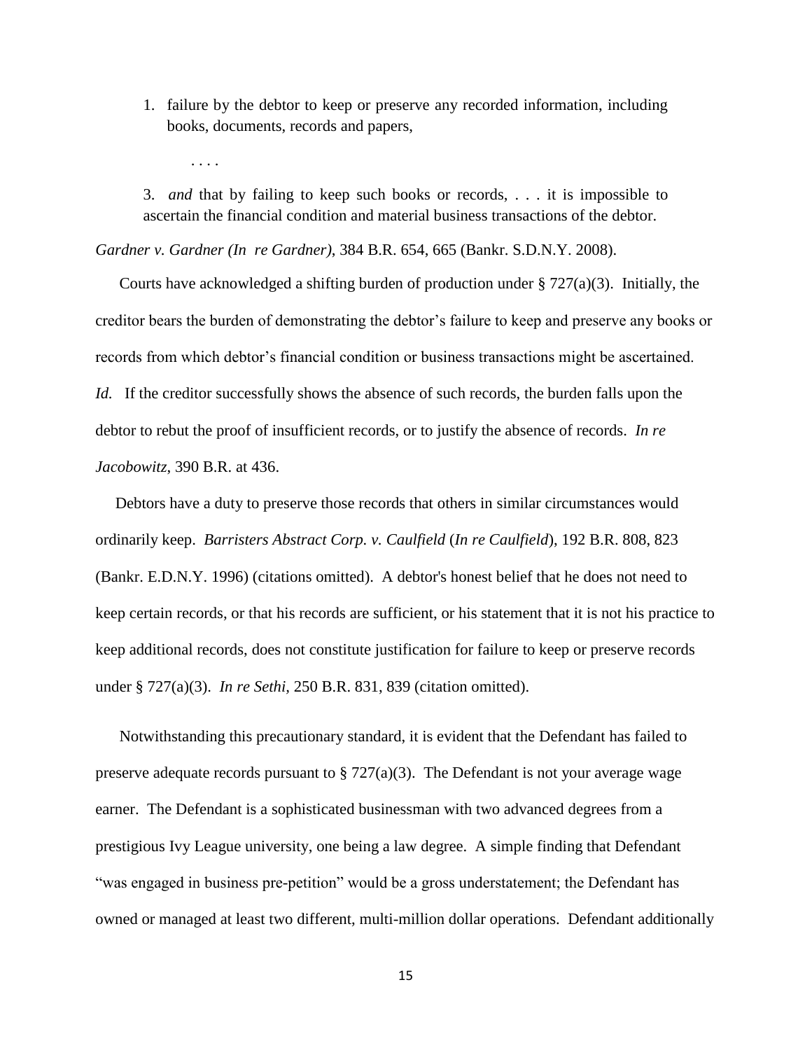1. failure by the debtor to keep or preserve any recorded information, including books, documents, records and papers,

   . . . .

3. *and* that by failing to keep such books or records, . . . it is impossible to ascertain the financial condition and material business transactions of the debtor.

*Gardner v. Gardner (In re Gardner)*, 384 B.R. 654, 665 (Bankr. S.D.N.Y. 2008).

Courts have acknowledged a shifting burden of production under § 727(a)(3). Initially, the creditor bears the burden of demonstrating the debtor's failure to keep and preserve any books or records from which debtor's financial condition or business transactions might be ascertained. *Id.* If the creditor successfully shows the absence of such records, the burden falls upon the debtor to rebut the proof of insufficient records, or to justify the absence of records. *In re Jacobowitz*, 390 B.R. at 436.

Debtors have a duty to preserve those records that others in similar circumstances would ordinarily keep. *Barristers Abstract Corp. v. Caulfield* (*In re Caulfield*), 192 B.R. 808, 823 (Bankr. E.D.N.Y. 1996) (citations omitted). A debtor's honest belief that he does not need to keep certain records, or that his records are sufficient, or his statement that it is not his practice to keep additional records, does not constitute justification for failure to keep or preserve records under § 727(a)(3). *In re Sethi,* 250 B.R. 831, 839 (citation omitted).

Notwithstanding this precautionary standard, it is evident that the Defendant has failed to preserve adequate records pursuant to § 727(a)(3). The Defendant is not your average wage earner. The Defendant is a sophisticated businessman with two advanced degrees from a prestigious Ivy League university, one being a law degree. A simple finding that Defendant "was engaged in business pre-petition" would be a gross understatement; the Defendant has owned or managed at least two different, multi-million dollar operations. Defendant additionally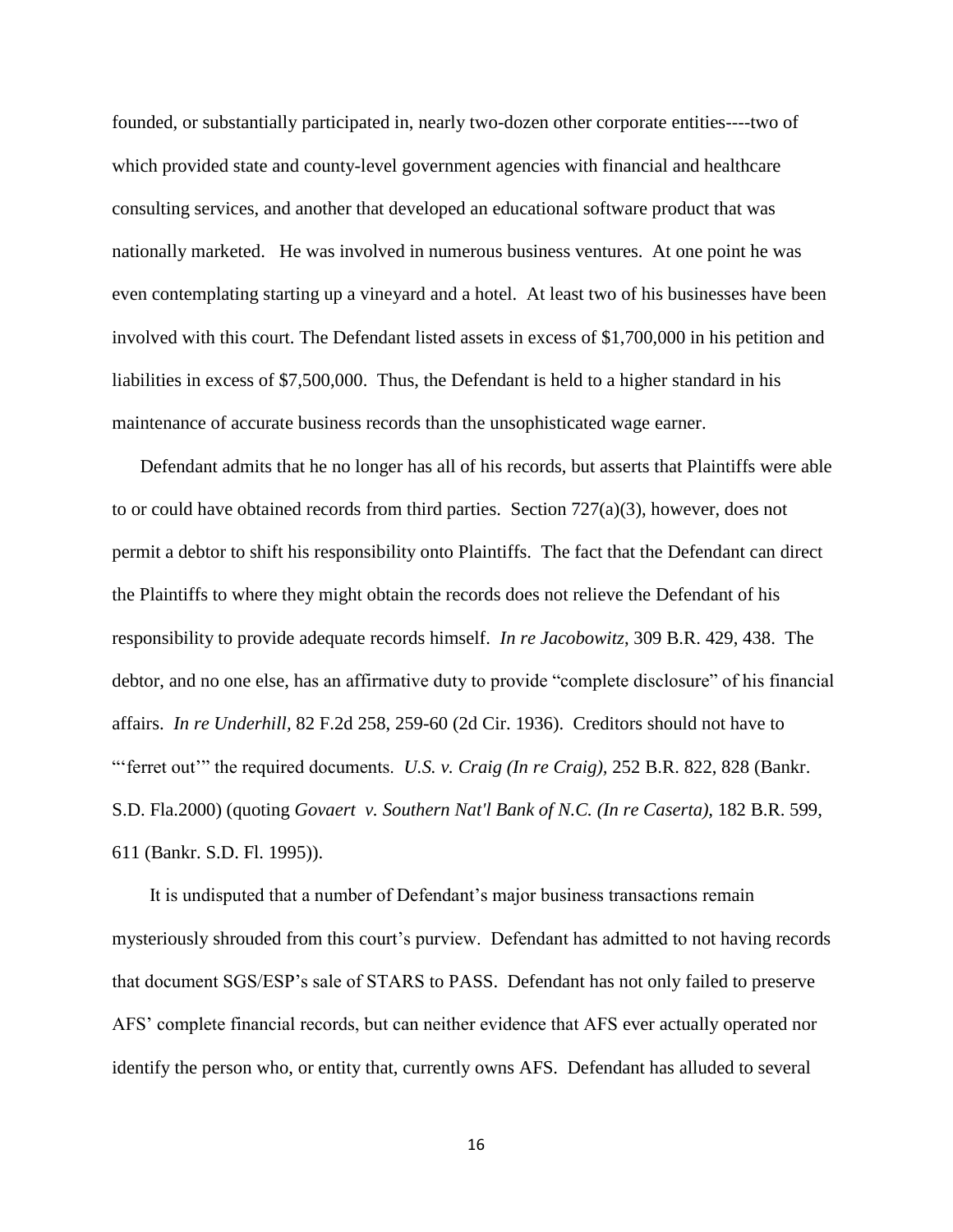founded, or substantially participated in, nearly two-dozen other corporate entities----two of which provided state and county-level government agencies with financial and healthcare consulting services, and another that developed an educational software product that was nationally marketed. He was involved in numerous business ventures. At one point he was even contemplating starting up a vineyard and a hotel. At least two of his businesses have been involved with this court. The Defendant listed assets in excess of $1,700,000 in his petition and liabilities in excess of $7,500,000. Thus, the Defendant is held to a higher standard in his maintenance of accurate business records than the unsophisticated wage earner.

Defendant admits that he no longer has all of his records, but asserts that Plaintiffs were able to or could have obtained records from third parties. Section 727(a)(3), however, does not permit a debtor to shift his responsibility onto Plaintiffs. The fact that the Defendant can direct the Plaintiffs to where they might obtain the records does not relieve the Defendant of his responsibility to provide adequate records himself. *In re Jacobowitz*, 309 B.R. 429, 438. The debtor, and no one else, has an affirmative duty to provide "complete disclosure" of his financial affairs. *In re Underhill,* 82 F.2d 258, 259-60 (2d Cir. 1936). Creditors should not have to "'ferret out'" the required documents. *U.S. v. Craig (In re Craig),* 252 B.R. 822, 828 (Bankr. S.D. Fla.2000) (quoting *Govaert v. Southern Nat'l Bank of N.C. (In re Caserta),* 182 B.R. 599, 611 (Bankr. S.D. Fl. 1995)).

It is undisputed that a number of Defendant's major business transactions remain mysteriously shrouded from this court's purview. Defendant has admitted to not having records that document SGS/ESP's sale of STARS to PASS. Defendant has not only failed to preserve AFS' complete financial records, but can neither evidence that AFS ever actually operated nor identify the person who, or entity that, currently owns AFS. Defendant has alluded to several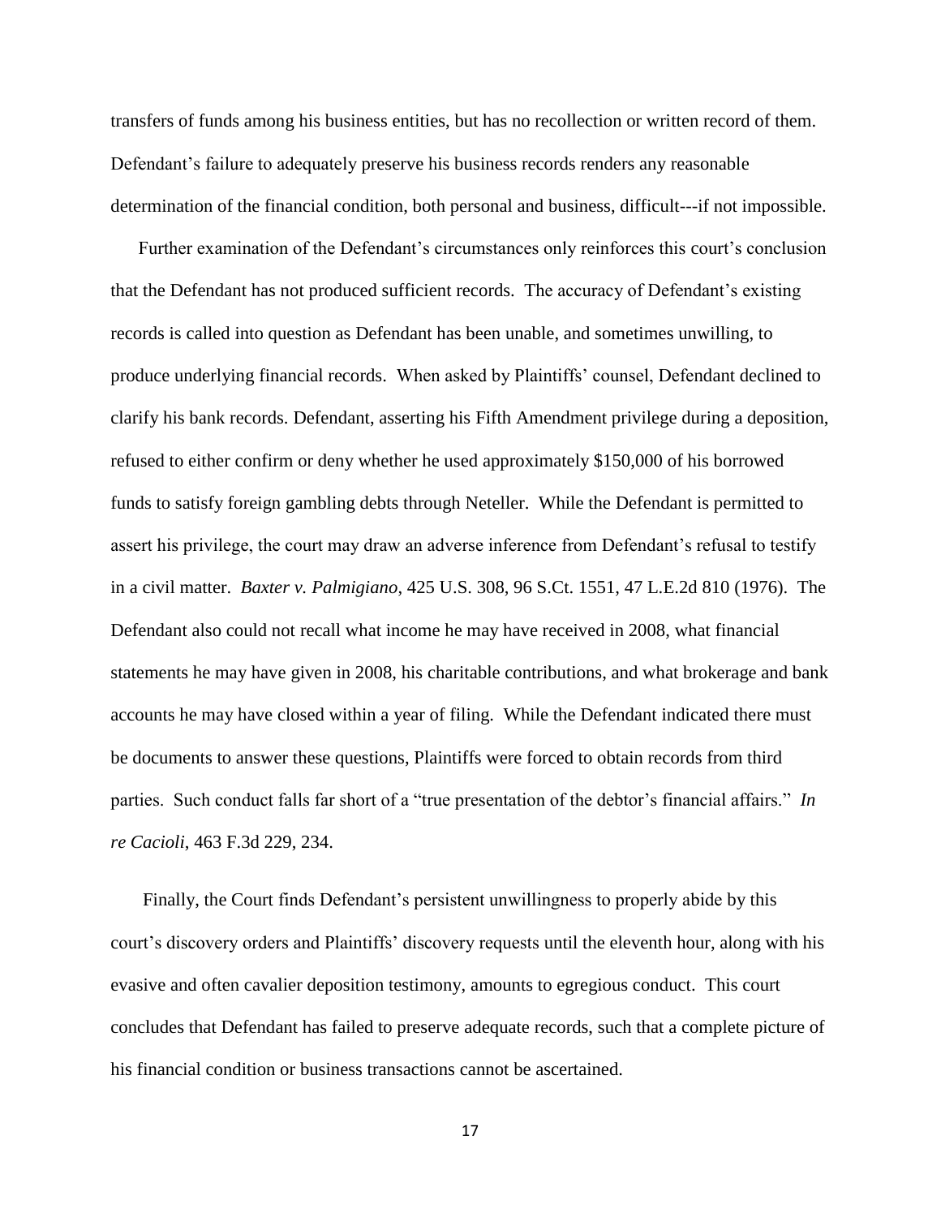transfers of funds among his business entities, but has no recollection or written record of them. Defendant's failure to adequately preserve his business records renders any reasonable determination of the financial condition, both personal and business, difficult---if not impossible.

Further examination of the Defendant's circumstances only reinforces this court's conclusion that the Defendant has not produced sufficient records. The accuracy of Defendant's existing records is called into question as Defendant has been unable, and sometimes unwilling, to produce underlying financial records. When asked by Plaintiffs' counsel, Defendant declined to clarify his bank records. Defendant, asserting his Fifth Amendment privilege during a deposition, refused to either confirm or deny whether he used approximately $150,000 of his borrowed funds to satisfy foreign gambling debts through Neteller. While the Defendant is permitted to assert his privilege, the court may draw an adverse inference from Defendant's refusal to testify in a civil matter. *Baxter v. Palmigiano*, 425 U.S. 308, 96 S.Ct. 1551, 47 L.E.2d 810 (1976). The Defendant also could not recall what income he may have received in 2008, what financial statements he may have given in 2008, his charitable contributions, and what brokerage and bank accounts he may have closed within a year of filing. While the Defendant indicated there must be documents to answer these questions, Plaintiffs were forced to obtain records from third parties. Such conduct falls far short of a "true presentation of the debtor's financial affairs." *In re Cacioli*, 463 F.3d 229, 234.

Finally, the Court finds Defendant's persistent unwillingness to properly abide by this court's discovery orders and Plaintiffs' discovery requests until the eleventh hour, along with his evasive and often cavalier deposition testimony, amounts to egregious conduct. This court concludes that Defendant has failed to preserve adequate records, such that a complete picture of his financial condition or business transactions cannot be ascertained.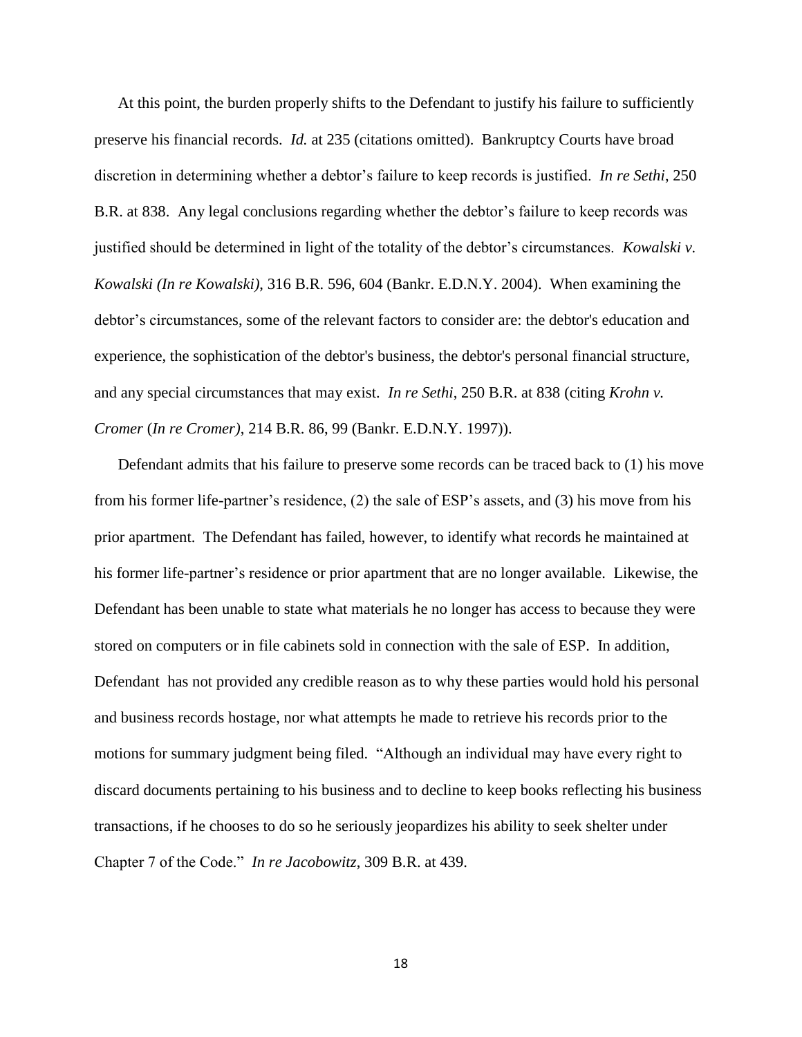At this point, the burden properly shifts to the Defendant to justify his failure to sufficiently preserve his financial records. *Id.* at 235 (citations omitted). Bankruptcy Courts have broad discretion in determining whether a debtor's failure to keep records is justified. *In re Sethi*, 250 B.R. at 838. Any legal conclusions regarding whether the debtor's failure to keep records was justified should be determined in light of the totality of the debtor's circumstances. *Kowalski v. Kowalski (In re Kowalski)*, 316 B.R. 596, 604 (Bankr. E.D.N.Y. 2004). When examining the debtor's circumstances, some of the relevant factors to consider are: the debtor's education and experience, the sophistication of the debtor's business, the debtor's personal financial structure, and any special circumstances that may exist. *In re Sethi*, 250 B.R. at 838 (citing *Krohn v. Cromer* (*In re Cromer)*, 214 B.R. 86, 99 (Bankr. E.D.N.Y. 1997)).

Defendant admits that his failure to preserve some records can be traced back to (1) his move from his former life-partner's residence, (2) the sale of ESP's assets, and (3) his move from his prior apartment. The Defendant has failed, however, to identify what records he maintained at his former life-partner's residence or prior apartment that are no longer available. Likewise, the Defendant has been unable to state what materials he no longer has access to because they were stored on computers or in file cabinets sold in connection with the sale of ESP. In addition, Defendant has not provided any credible reason as to why these parties would hold his personal and business records hostage, nor what attempts he made to retrieve his records prior to the motions for summary judgment being filed. "Although an individual may have every right to discard documents pertaining to his business and to decline to keep books reflecting his business transactions, if he chooses to do so he seriously jeopardizes his ability to seek shelter under Chapter 7 of the Code." *In re Jacobowitz*, 309 B.R. at 439.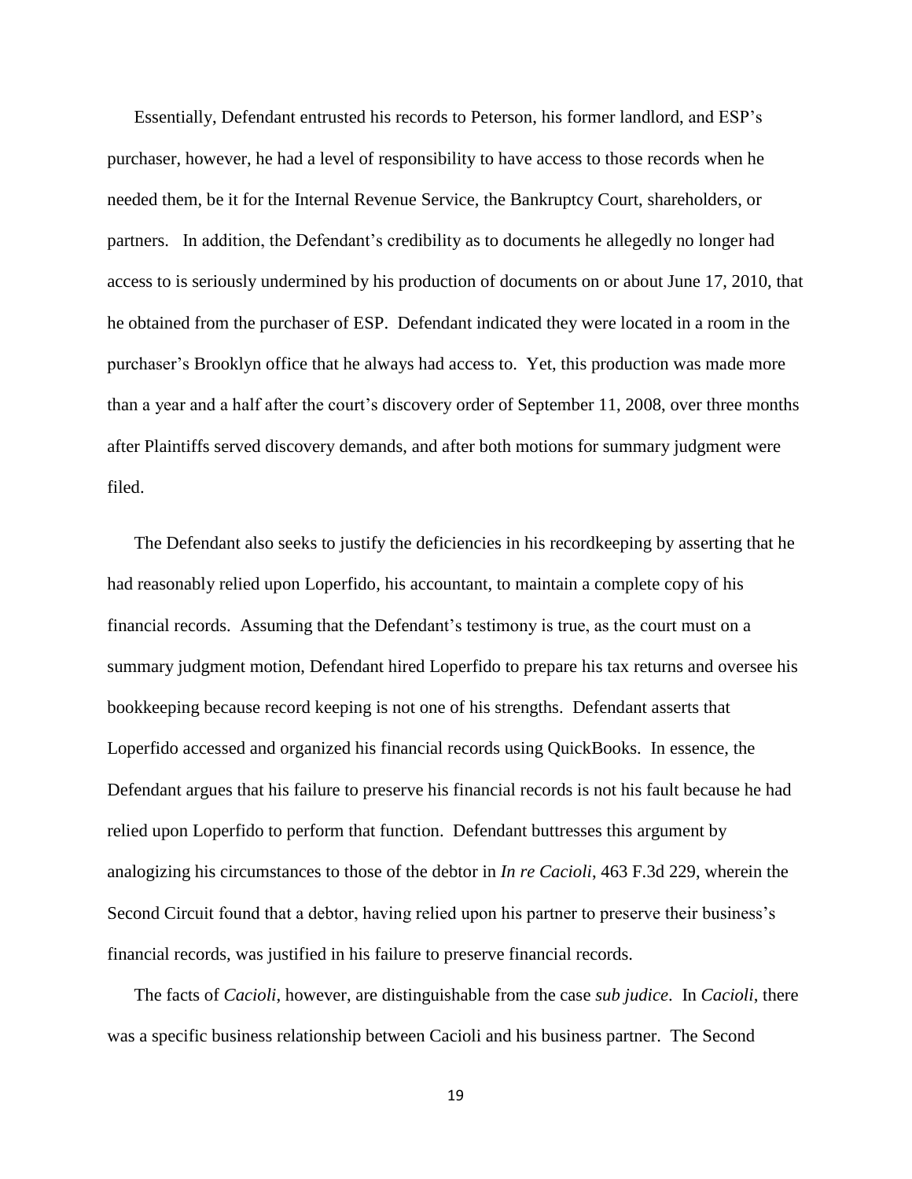Essentially, Defendant entrusted his records to Peterson, his former landlord, and ESP's purchaser, however, he had a level of responsibility to have access to those records when he needed them, be it for the Internal Revenue Service, the Bankruptcy Court, shareholders, or partners. In addition, the Defendant's credibility as to documents he allegedly no longer had access to is seriously undermined by his production of documents on or about June 17, 2010, that he obtained from the purchaser of ESP. Defendant indicated they were located in a room in the purchaser's Brooklyn office that he always had access to. Yet, this production was made more than a year and a half after the court's discovery order of September 11, 2008, over three months after Plaintiffs served discovery demands, and after both motions for summary judgment were filed.

The Defendant also seeks to justify the deficiencies in his recordkeeping by asserting that he had reasonably relied upon Loperfido, his accountant, to maintain a complete copy of his financial records. Assuming that the Defendant's testimony is true, as the court must on a summary judgment motion, Defendant hired Loperfido to prepare his tax returns and oversee his bookkeeping because record keeping is not one of his strengths. Defendant asserts that Loperfido accessed and organized his financial records using QuickBooks. In essence, the Defendant argues that his failure to preserve his financial records is not his fault because he had relied upon Loperfido to perform that function. Defendant buttresses this argument by analogizing his circumstances to those of the debtor in *In re Cacioli*, 463 F.3d 229, wherein the Second Circuit found that a debtor, having relied upon his partner to preserve their business's financial records, was justified in his failure to preserve financial records.

The facts of *Cacioli*, however, are distinguishable from the case *sub judice*. In *Cacioli*, there was a specific business relationship between Cacioli and his business partner. The Second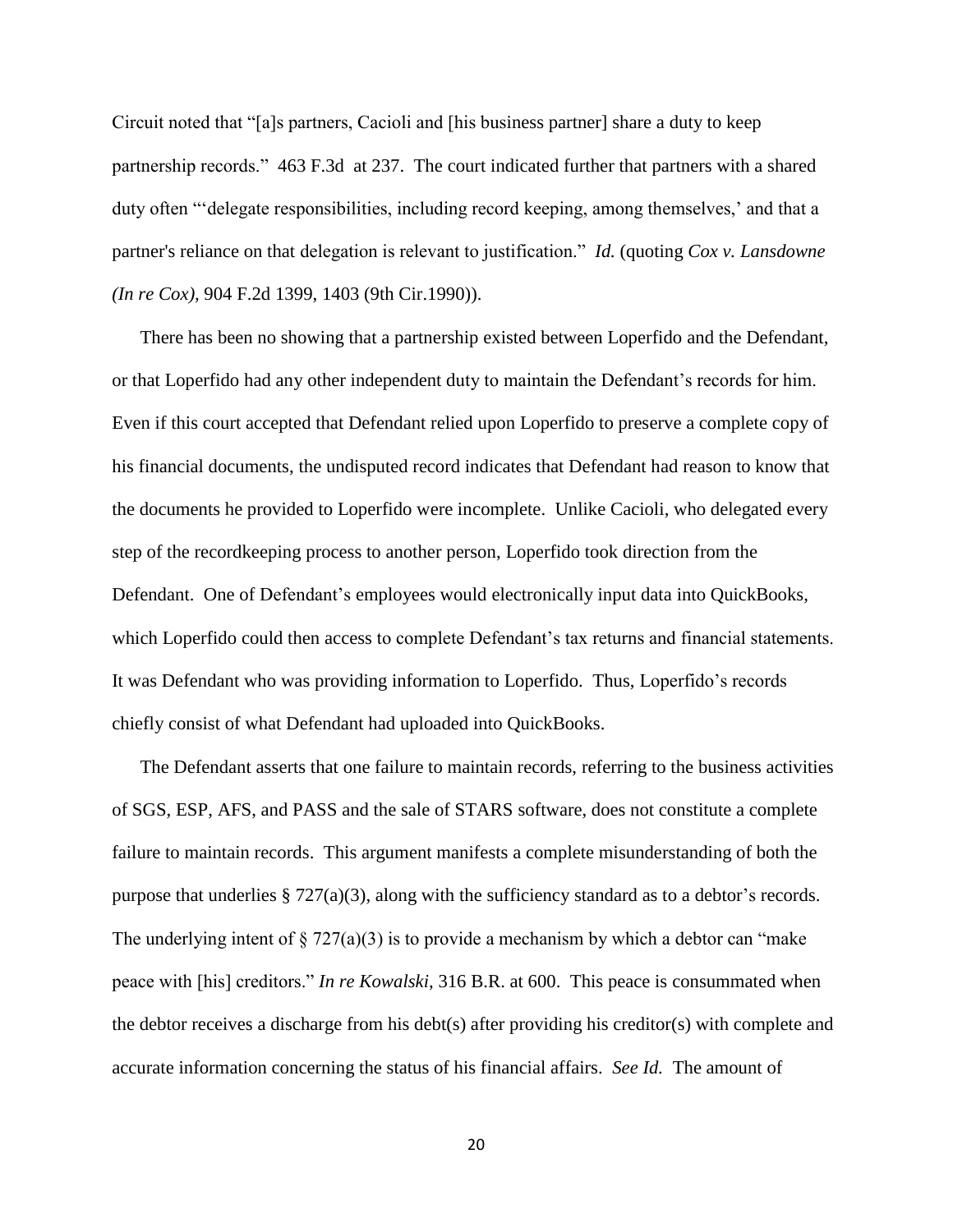Circuit noted that "[a]s partners, Cacioli and [his business partner] share a duty to keep partnership records." 463 F.3d at 237. The court indicated further that partners with a shared duty often "'delegate responsibilities, including record keeping, among themselves,' and that a partner's reliance on that delegation is relevant to justification." *Id.* (quoting *Cox v. Lansdowne (In re Cox)*, 904 F.2d 1399, 1403 (9th Cir.1990)).

There has been no showing that a partnership existed between Loperfido and the Defendant, or that Loperfido had any other independent duty to maintain the Defendant's records for him. Even if this court accepted that Defendant relied upon Loperfido to preserve a complete copy of his financial documents, the undisputed record indicates that Defendant had reason to know that the documents he provided to Loperfido were incomplete. Unlike Cacioli, who delegated every step of the recordkeeping process to another person, Loperfido took direction from the Defendant. One of Defendant's employees would electronically input data into QuickBooks, which Loperfido could then access to complete Defendant's tax returns and financial statements. It was Defendant who was providing information to Loperfido. Thus, Loperfido's records chiefly consist of what Defendant had uploaded into QuickBooks.

The Defendant asserts that one failure to maintain records, referring to the business activities of SGS, ESP, AFS, and PASS and the sale of STARS software, does not constitute a complete failure to maintain records. This argument manifests a complete misunderstanding of both the purpose that underlies § 727(a)(3), along with the sufficiency standard as to a debtor's records. The underlying intent of § 727(a)(3) is to provide a mechanism by which a debtor can "make peace with [his] creditors." *In re Kowalski*, 316 B.R. at 600. This peace is consummated when the debtor receives a discharge from his debt(s) after providing his creditor(s) with complete and accurate information concerning the status of his financial affairs. *See Id.* The amount of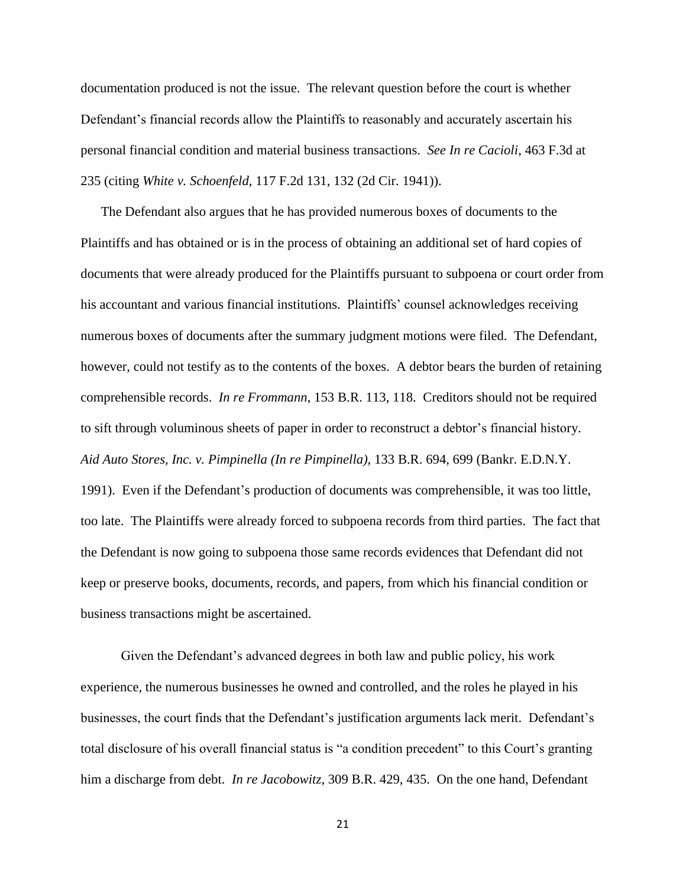documentation produced is not the issue. The relevant question before the court is whether Defendant's financial records allow the Plaintiffs to reasonably and accurately ascertain his personal financial condition and material business transactions. *See In re Cacioli*, 463 F.3d at 235 (citing *White v. Schoenfeld,* 117 F.2d 131, 132 (2d Cir. 1941)).

The Defendant also argues that he has provided numerous boxes of documents to the Plaintiffs and has obtained or is in the process of obtaining an additional set of hard copies of documents that were already produced for the Plaintiffs pursuant to subpoena or court order from his accountant and various financial institutions. Plaintiffs' counsel acknowledges receiving numerous boxes of documents after the summary judgment motions were filed. The Defendant, however, could not testify as to the contents of the boxes. A debtor bears the burden of retaining comprehensible records. *In re Frommann*, 153 B.R. 113, 118. Creditors should not be required to sift through voluminous sheets of paper in order to reconstruct a debtor's financial history. *Aid Auto Stores, Inc. v. Pimpinella (In re Pimpinella),* 133 B.R. 694, 699 (Bankr. E.D.N.Y. 1991). Even if the Defendant's production of documents was comprehensible, it was too little, too late. The Plaintiffs were already forced to subpoena records from third parties. The fact that the Defendant is now going to subpoena those same records evidences that Defendant did not keep or preserve books, documents, records, and papers, from which his financial condition or business transactions might be ascertained.

Given the Defendant's advanced degrees in both law and public policy, his work experience, the numerous businesses he owned and controlled, and the roles he played in his businesses, the court finds that the Defendant's justification arguments lack merit. Defendant's total disclosure of his overall financial status is "a condition precedent" to this Court's granting him a discharge from debt. *In re Jacobowitz*, 309 B.R. 429, 435. On the one hand, Defendant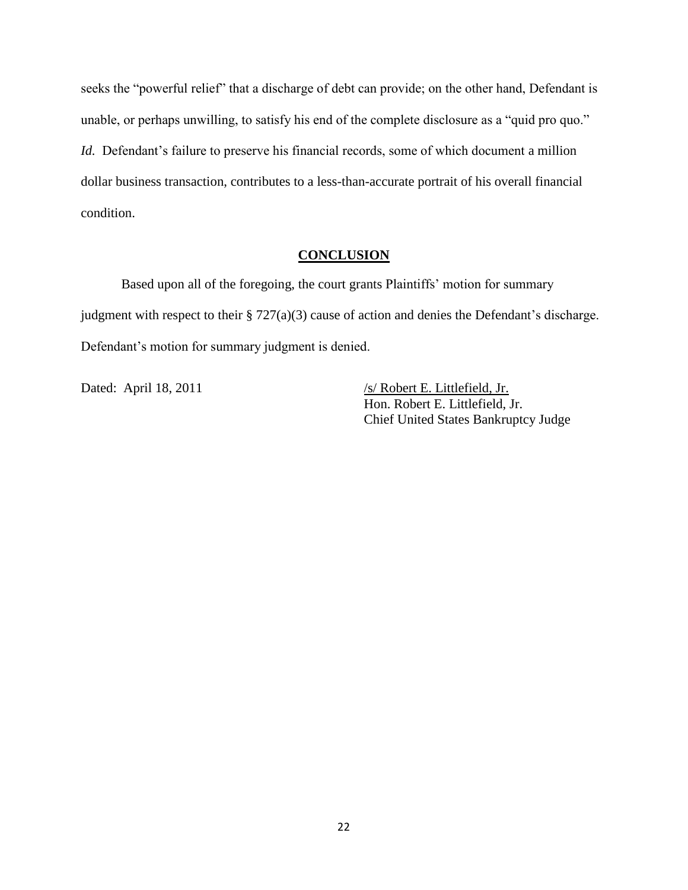seeks the "powerful relief" that a discharge of debt can provide; on the other hand, Defendant is unable, or perhaps unwilling, to satisfy his end of the complete disclosure as a "quid pro quo." *Id.* Defendant's failure to preserve his financial records, some of which document a million dollar business transaction, contributes to a less-than-accurate portrait of his overall financial condition.

## CONCLUSION

Based upon all of the foregoing, the court grants Plaintiffs' motion for summary judgment with respect to their § 727(a)(3) cause of action and denies the Defendant's discharge. Defendant's motion for summary judgment is denied.

Dated: April 18, 2011

/s/ Robert E. Littlefield, Jr.
Hon. Robert E. Littlefield, Jr.
Chief United States Bankruptcy Judge